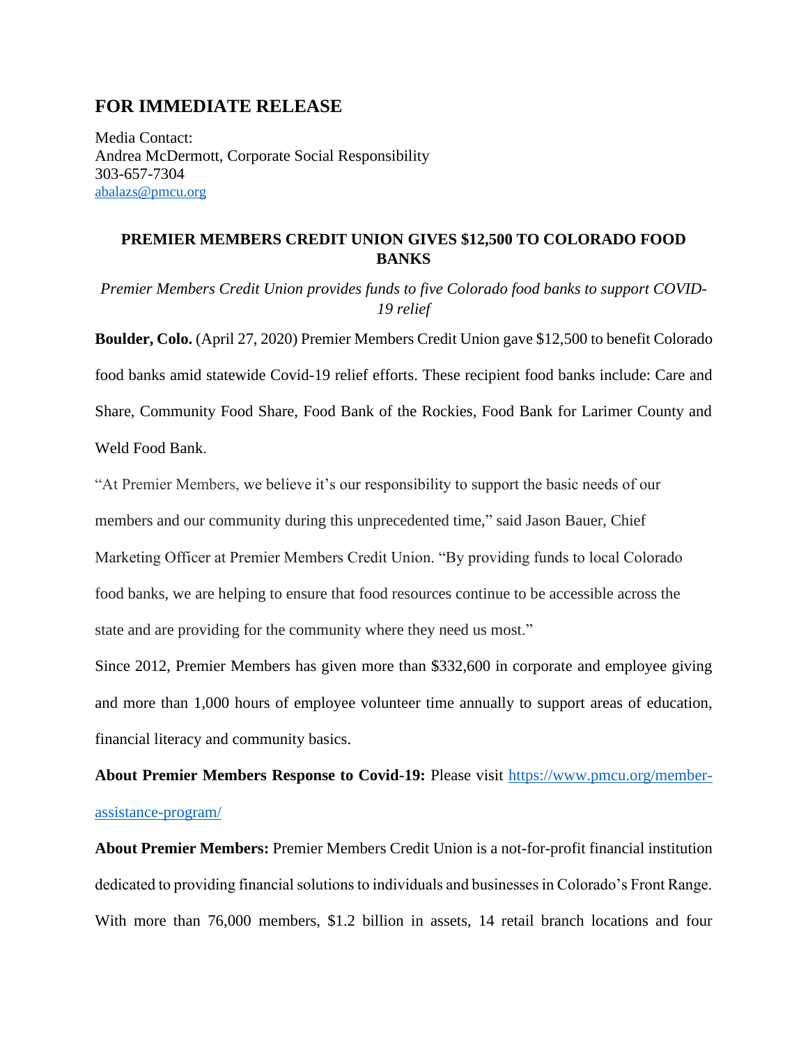# FOR IMMEDIATE RELEASE

Media Contact:
Andrea McDermott, Corporate Social Responsibility
303-657-7304
abalazs@pmcu.org

**PREMIER MEMBERS CREDIT UNION GIVES $12,500 TO COLORADO FOOD BANKS**

*Premier Members Credit Union provides funds to five Colorado food banks to support COVID-19 relief*

**Boulder, Colo.** (April 27, 2020) Premier Members Credit Union gave $12,500 to benefit Colorado food banks amid statewide Covid-19 relief efforts. These recipient food banks include: Care and Share, Community Food Share, Food Bank of the Rockies, Food Bank for Larimer County and Weld Food Bank.

"At Premier Members, we believe it's our responsibility to support the basic needs of our members and our community during this unprecedented time," said Jason Bauer, Chief Marketing Officer at Premier Members Credit Union. "By providing funds to local Colorado food banks, we are helping to ensure that food resources continue to be accessible across the state and are providing for the community where they need us most."

Since 2012, Premier Members has given more than $332,600 in corporate and employee giving and more than 1,000 hours of employee volunteer time annually to support areas of education, financial literacy and community basics.

**About Premier Members Response to Covid-19:** Please visit https://www.pmcu.org/member-assistance-program/

**About Premier Members:** Premier Members Credit Union is a not-for-profit financial institution dedicated to providing financial solutions to individuals and businesses in Colorado's Front Range. With more than 76,000 members, $1.2 billion in assets, 14 retail branch locations and four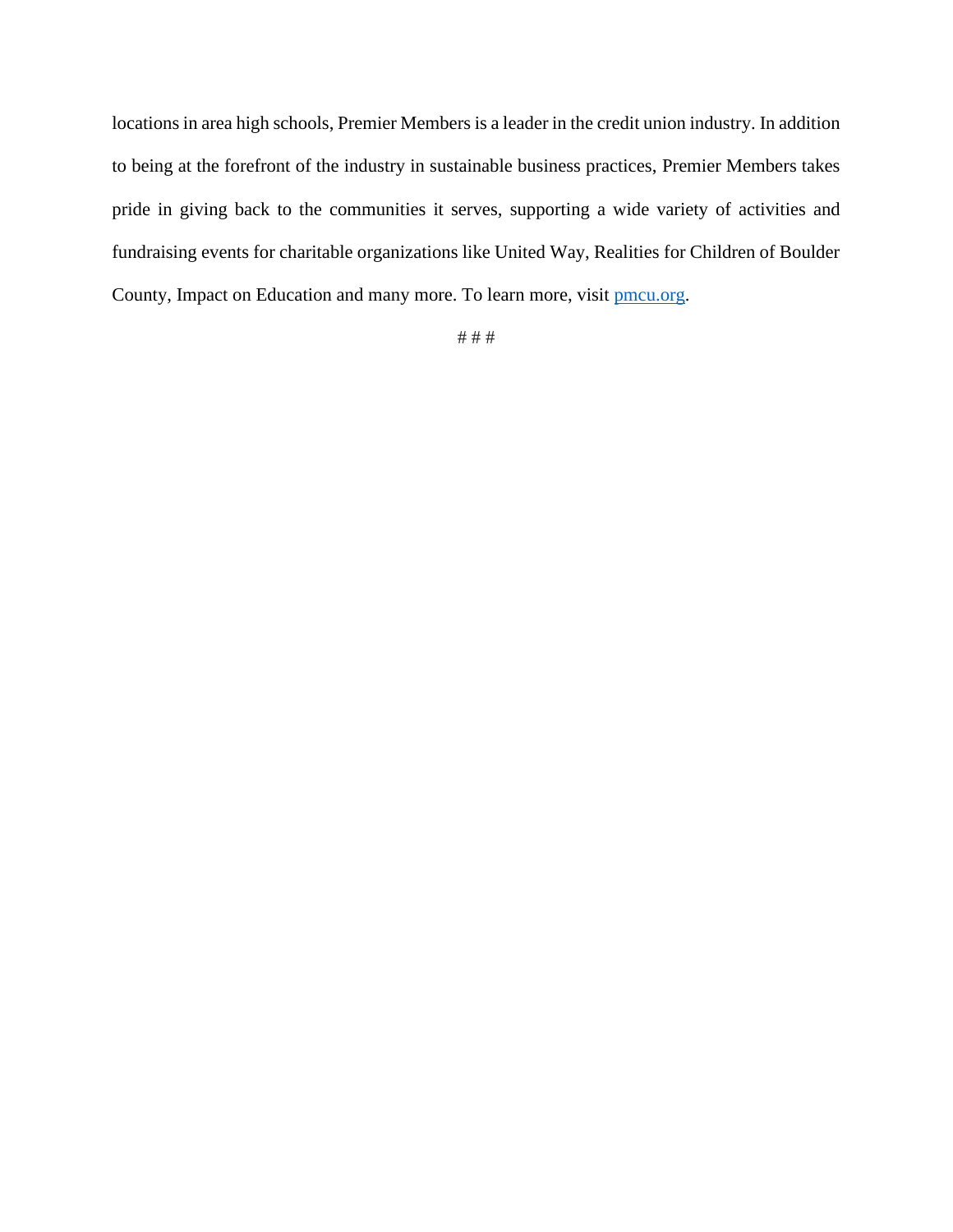locations in area high schools, Premier Members is a leader in the credit union industry. In addition to being at the forefront of the industry in sustainable business practices, Premier Members takes pride in giving back to the communities it serves, supporting a wide variety of activities and fundraising events for charitable organizations like United Way, Realities for Children of Boulder County, Impact on Education and many more. To learn more, visit [pmcu.org](pmcu.org).

# # #